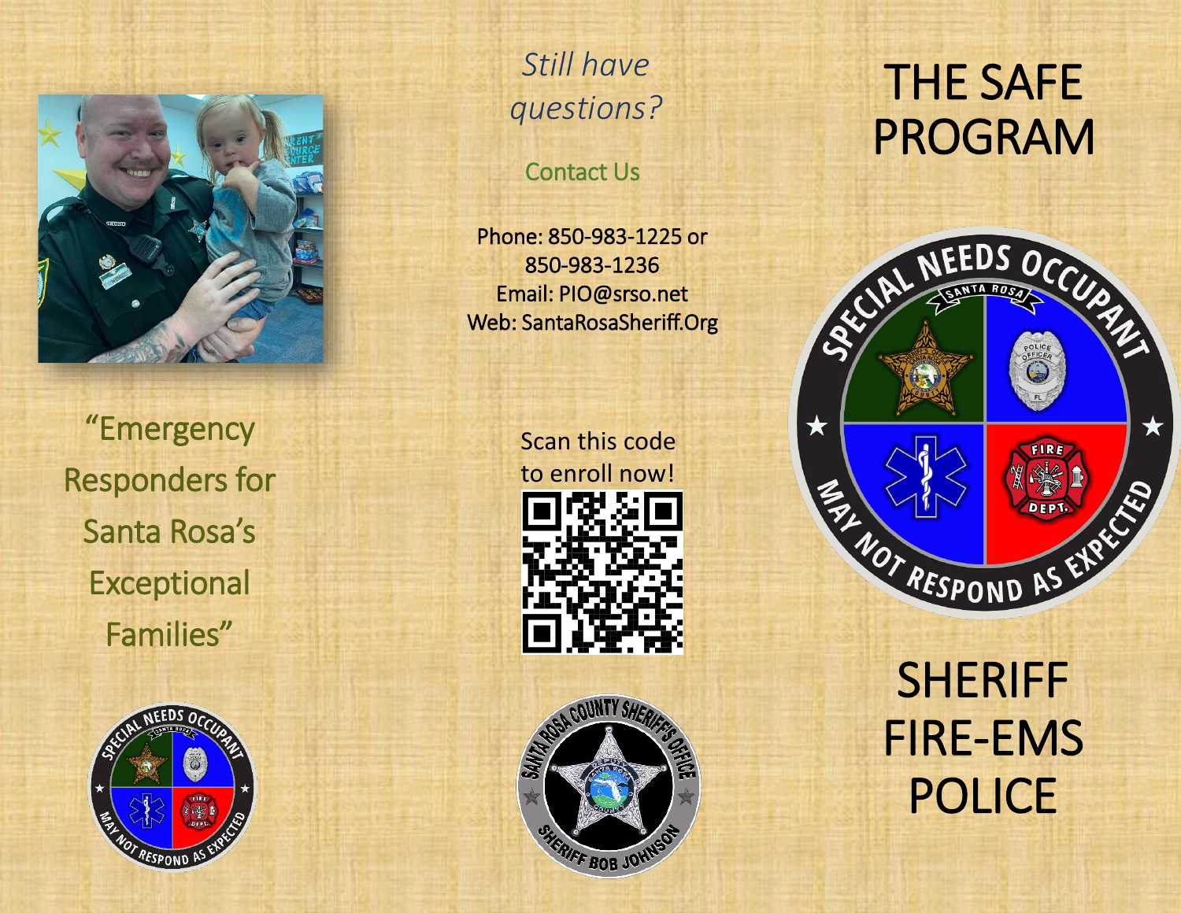“Emergency Responders for Santa Rosa’s Exceptional Families”

*Still have questions?*

Contact Us

Phone: 850-983-1225 or 850-983-1236
Email: PIO@srso.net
Web: SantaRosaSheriff.Org

Scan this code to enroll now!

# THE SAFE PROGRAM

SHERIFF
FIRE-EMS
POLICE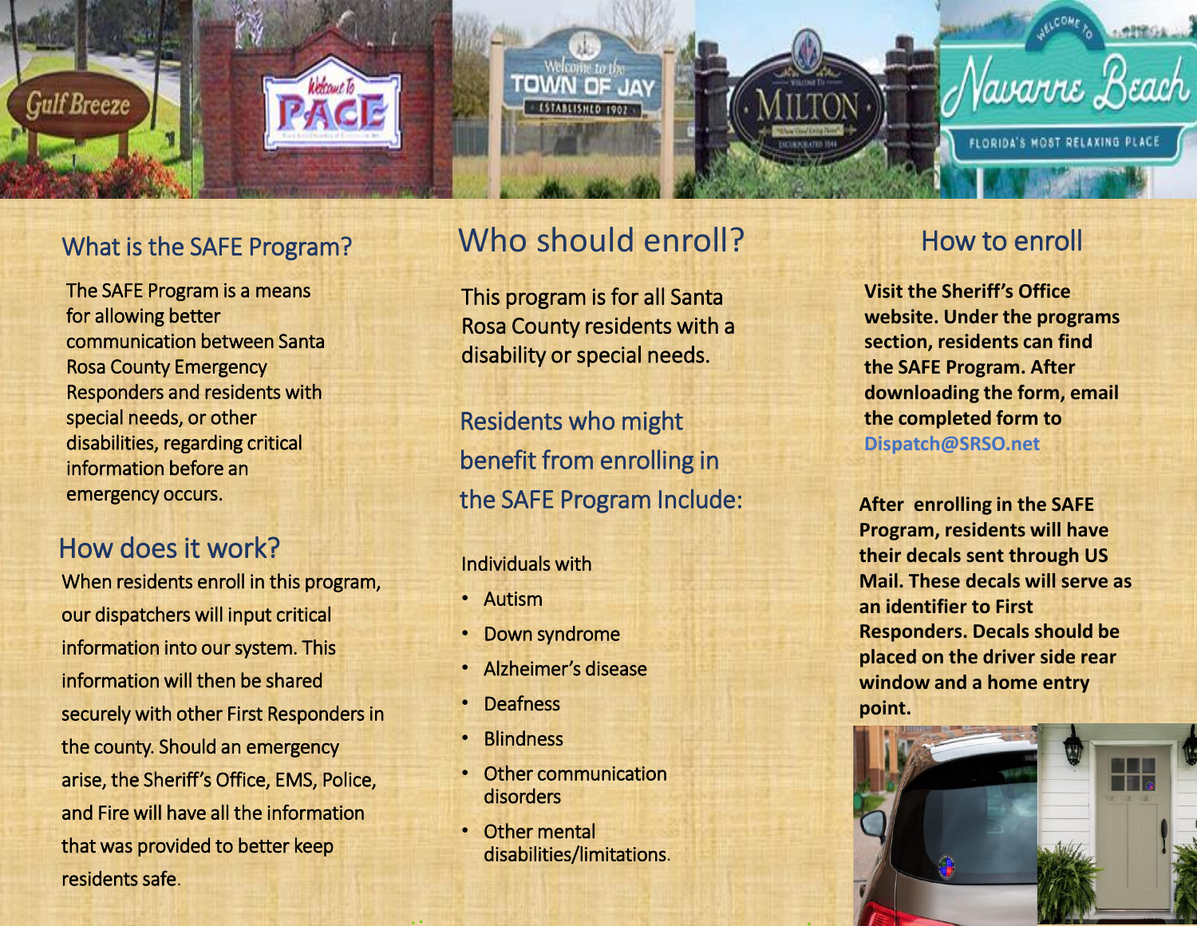## What is the SAFE Program?

The SAFE Program is a means for allowing better communication between Santa Rosa County Emergency Responders and residents with special needs, or other disabilities, regarding critical information before an emergency occurs.

## How does it work?

When residents enroll in this program, our dispatchers will input critical information into our system. This information will then be shared securely with other First Responders in the county. Should an emergency arise, the Sheriff's Office, EMS, Police, and Fire will have all the information that was provided to better keep residents safe.

## Who should enroll?

This program is for all Santa Rosa County residents with a disability or special needs.

### Residents who might benefit from enrolling in the SAFE Program Include:

Individuals with

- Autism
- Down syndrome
- Alzheimer's disease
- Deafness
- Blindness
- Other communication disorders
- Other mental disabilities/limitations.

## How to enroll

**Visit the Sheriff's Office website. Under the programs section, residents can find the SAFE Program. After downloading the form, email the completed form to Dispatch@SRSO.net**

**After enrolling in the SAFE Program, residents will have their decals sent through US Mail. These decals will serve as an identifier to First Responders. Decals should be placed on the driver side rear window and a home entry point.**